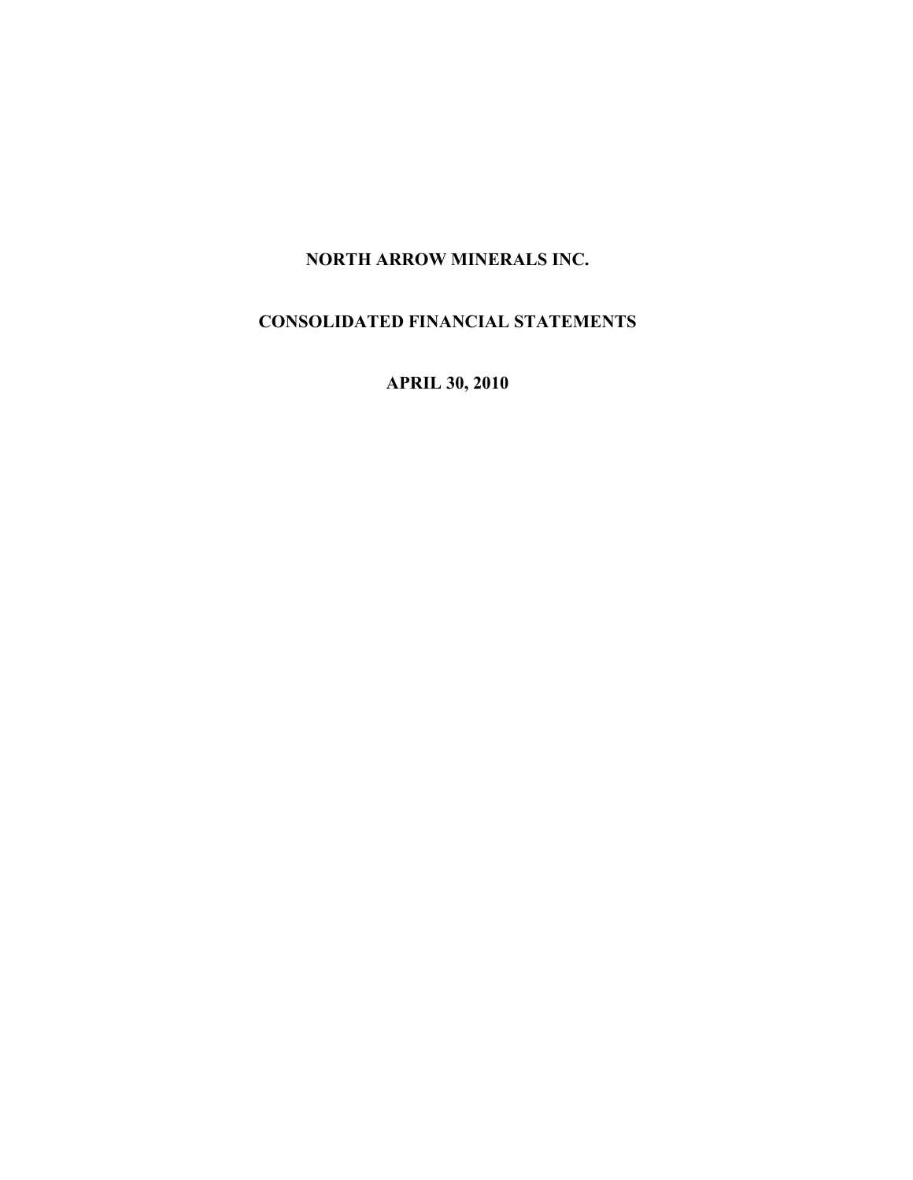# NORTH ARROW MINERALS INC.

## CONSOLIDATED FINANCIAL STATEMENTS

## APRIL 30, 2010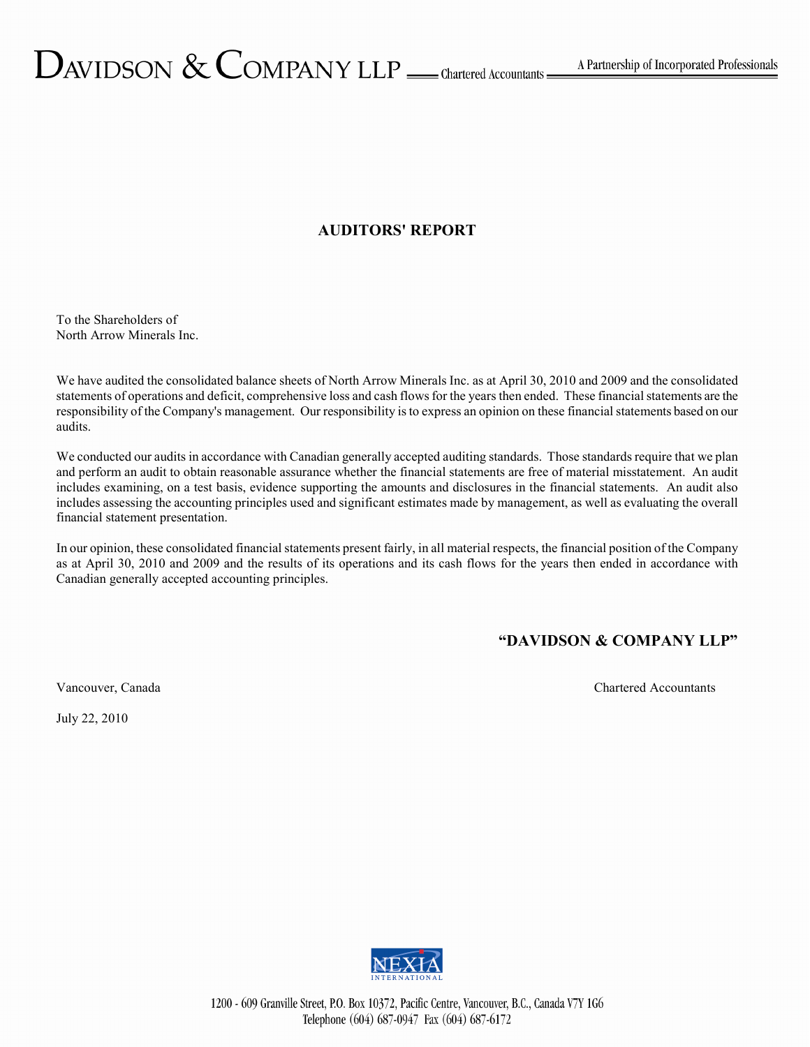DAVIDSON & COMPANY LLP — Chartered Accountants — A Partnership of Incorporated Professionals

## AUDITORS' REPORT

To the Shareholders of
North Arrow Minerals Inc.

We have audited the consolidated balance sheets of North Arrow Minerals Inc. as at April 30, 2010 and 2009 and the consolidated statements of operations and deficit, comprehensive loss and cash flows for the years then ended. These financial statements are the responsibility of the Company's management. Our responsibility is to express an opinion on these financial statements based on our audits.

We conducted our audits in accordance with Canadian generally accepted auditing standards. Those standards require that we plan and perform an audit to obtain reasonable assurance whether the financial statements are free of material misstatement. An audit includes examining, on a test basis, evidence supporting the amounts and disclosures in the financial statements. An audit also includes assessing the accounting principles used and significant estimates made by management, as well as evaluating the overall financial statement presentation.

In our opinion, these consolidated financial statements present fairly, in all material respects, the financial position of the Company as at April 30, 2010 and 2009 and the results of its operations and its cash flows for the years then ended in accordance with Canadian generally accepted accounting principles.

**"DAVIDSON & COMPANY LLP"**

Vancouver, Canada — Chartered Accountants

July 22, 2010

NEXIA INTERNATIONAL

1200 - 609 Granville Street, P.O. Box 10372, Pacific Centre, Vancouver, B.C., Canada V7Y 1G6
Telephone (604) 687-0947 Fax (604) 687-6172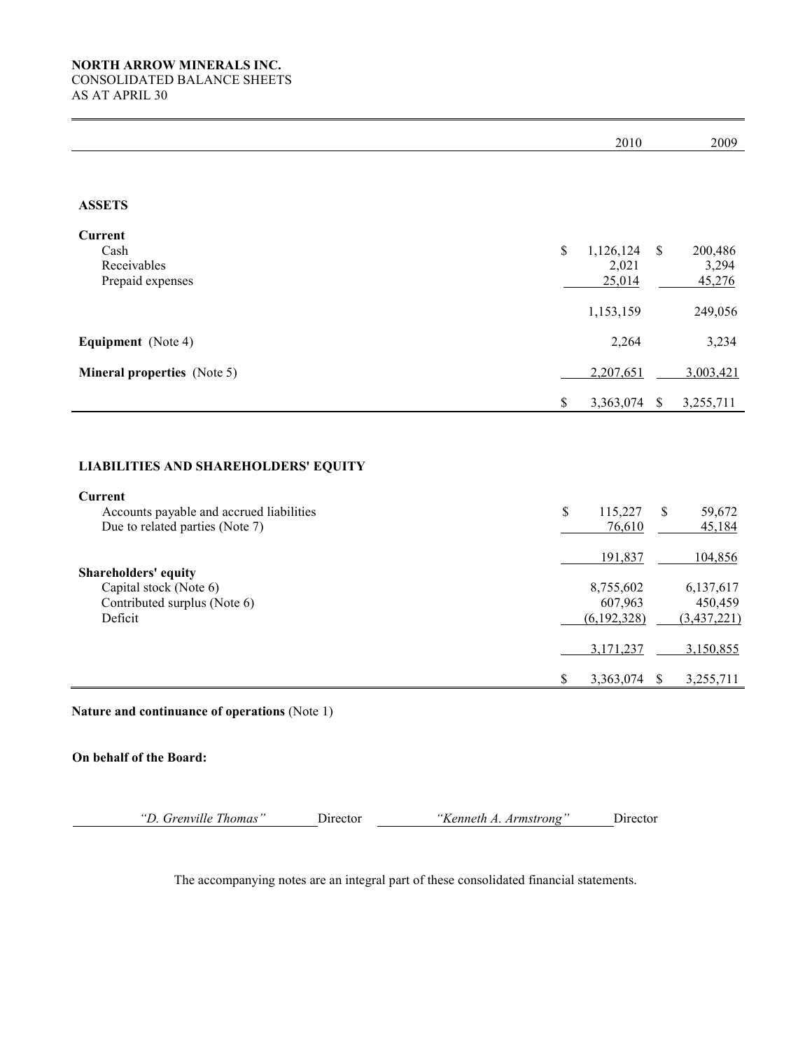**NORTH ARROW MINERALS INC.**
CONSOLIDATED BALANCE SHEETS
AS AT APRIL 30

| | 2010 | 2009 |
|---|---|---|
| **ASSETS** | | |
| **Current** | | |
| Cash | $ 1,126,124 | $ 200,486 |
| Receivables | 2,021 | 3,294 |
| Prepaid expenses | 25,014 | 45,276 |
| | 1,153,159 | 249,056 |
| **Equipment** (Note 4) | 2,264 | 3,234 |
| **Mineral properties** (Note 5) | 2,207,651 | 3,003,421 |
| | $ 3,363,074 | $ 3,255,711 |
| **LIABILITIES AND SHAREHOLDERS' EQUITY** | | |
| **Current** | | |
| Accounts payable and accrued liabilities | $ 115,227 | $ 59,672 |
| Due to related parties (Note 7) | 76,610 | 45,184 |
| | 191,837 | 104,856 |
| **Shareholders' equity** | | |
| Capital stock (Note 6) | 8,755,602 | 6,137,617 |
| Contributed surplus (Note 6) | 607,963 | 450,459 |
| Deficit | (6,192,328) | (3,437,221) |
| | 3,171,237 | 3,150,855 |
| | $ 3,363,074 | $ 3,255,711 |

**Nature and continuance of operations** (Note 1)

**On behalf of the Board:**

*"D. Grenville Thomas"* Director *"Kenneth A. Armstrong"* Director

The accompanying notes are an integral part of these consolidated financial statements.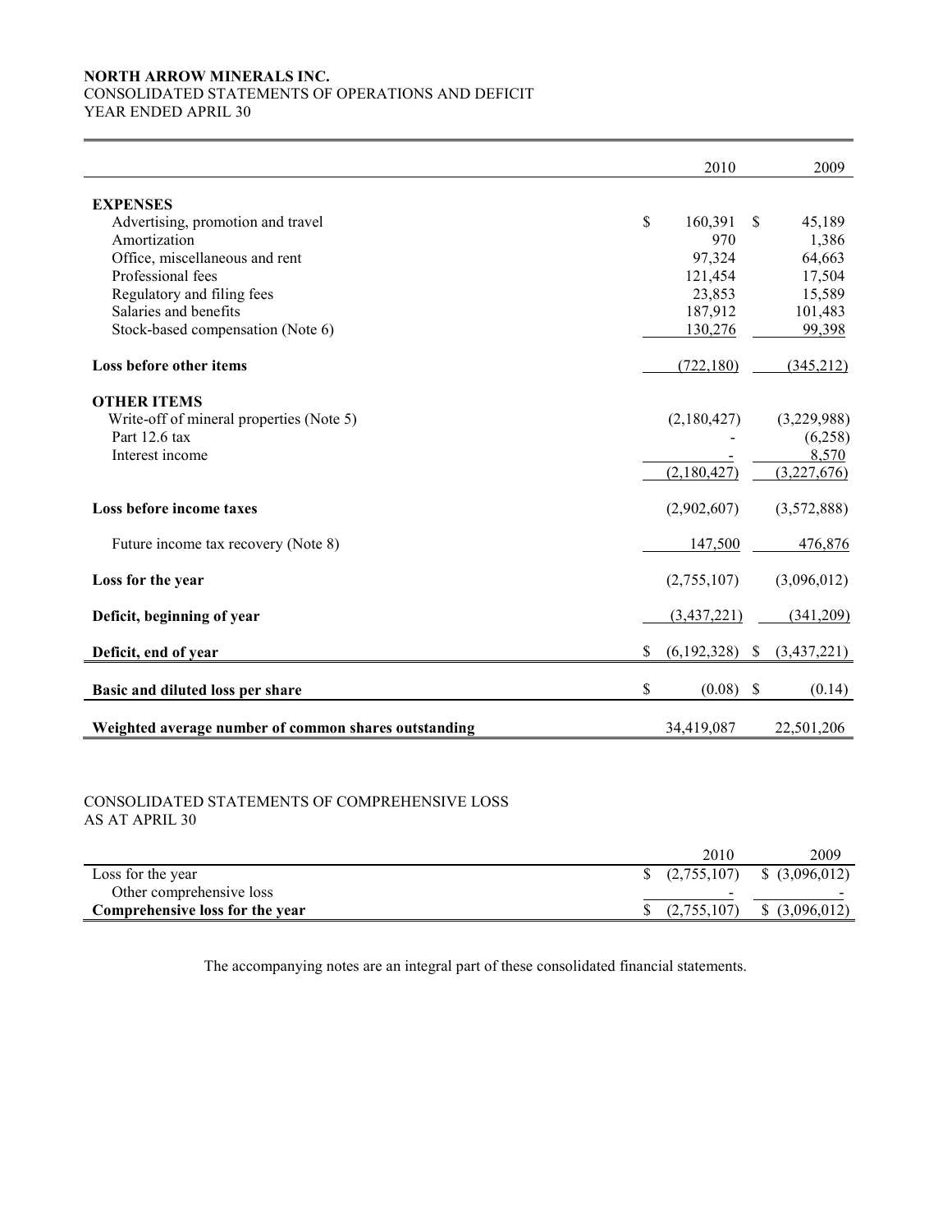**NORTH ARROW MINERALS INC.**
CONSOLIDATED STATEMENTS OF OPERATIONS AND DEFICIT
YEAR ENDED APRIL 30

| | 2010 | 2009 |
|---|---|---|
| **EXPENSES** | | |
| Advertising, promotion and travel | $ 160,391 | $ 45,189 |
| Amortization | 970 | 1,386 |
| Office, miscellaneous and rent | 97,324 | 64,663 |
| Professional fees | 121,454 | 17,504 |
| Regulatory and filing fees | 23,853 | 15,589 |
| Salaries and benefits | 187,912 | 101,483 |
| Stock-based compensation (Note 6) | 130,276 | 99,398 |
| **Loss before other items** | (722,180) | (345,212) |
| **OTHER ITEMS** | | |
| Write-off of mineral properties (Note 5) | (2,180,427) | (3,229,988) |
| Part 12.6 tax | - | (6,258) |
| Interest income | - | 8,570 |
| | (2,180,427) | (3,227,676) |
| **Loss before income taxes** | (2,902,607) | (3,572,888) |
| Future income tax recovery (Note 8) | 147,500 | 476,876 |
| **Loss for the year** | (2,755,107) | (3,096,012) |
| **Deficit, beginning of year** | (3,437,221) | (341,209) |
| **Deficit, end of year** | $ (6,192,328) | $ (3,437,221) |
| **Basic and diluted loss per share** | $ (0.08) | $ (0.14) |
| **Weighted average number of common shares outstanding** | 34,419,087 | 22,501,206 |

CONSOLIDATED STATEMENTS OF COMPREHENSIVE LOSS
AS AT APRIL 30

| | 2010 | 2009 |
|---|---|---|
| Loss for the year | $ (2,755,107) | $ (3,096,012) |
| Other comprehensive loss | - | - |
| **Comprehensive loss for the year** | $ (2,755,107) | $ (3,096,012) |

The accompanying notes are an integral part of these consolidated financial statements.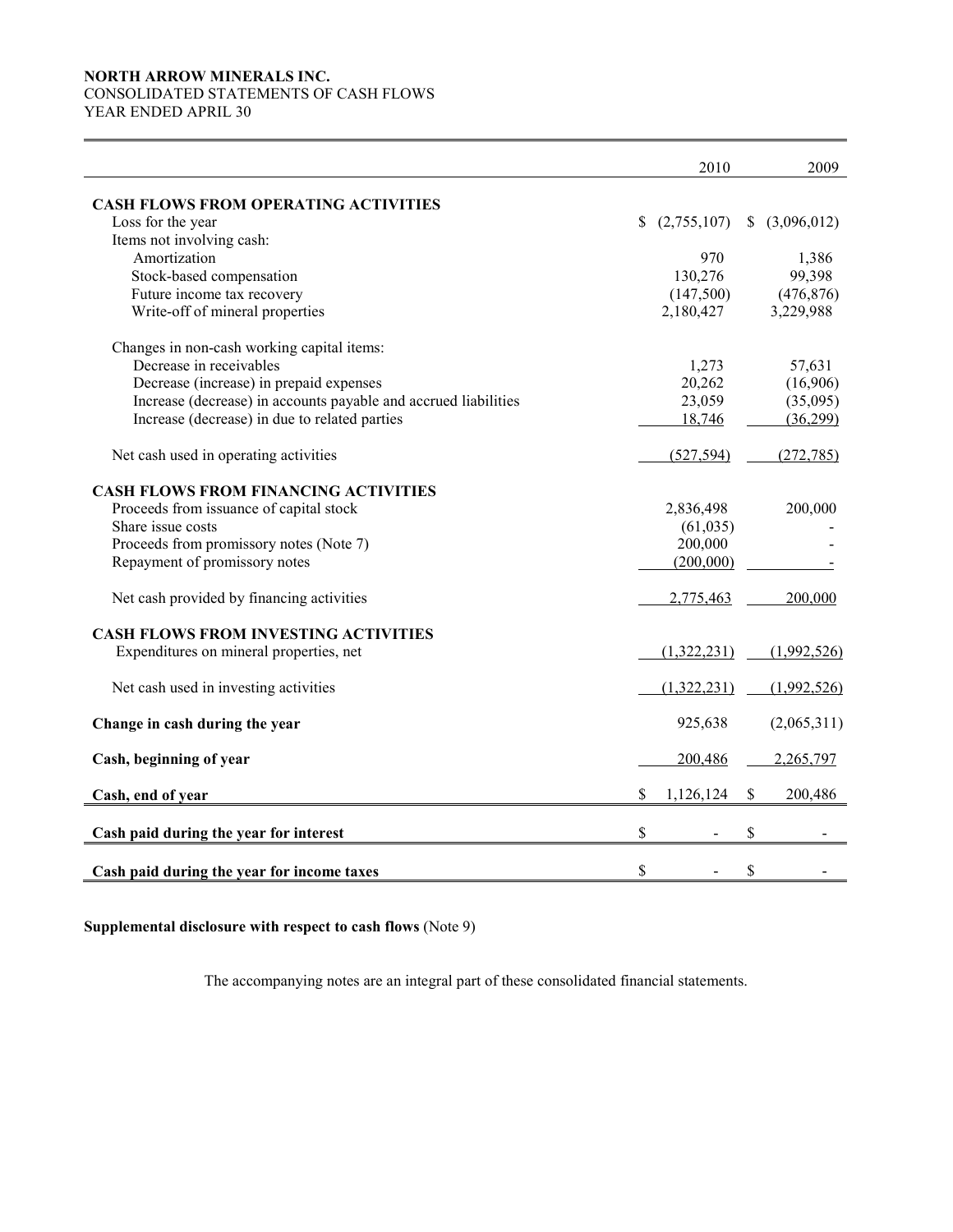**NORTH ARROW MINERALS INC.**
CONSOLIDATED STATEMENTS OF CASH FLOWS
YEAR ENDED APRIL 30

| | 2010 | 2009 |
|---|---|---|
| **CASH FLOWS FROM OPERATING ACTIVITIES** | | |
| Loss for the year | $ (2,755,107) | $ (3,096,012) |
| Items not involving cash: | | |
| Amortization | 970 | 1,386 |
| Stock-based compensation | 130,276 | 99,398 |
| Future income tax recovery | (147,500) | (476,876) |
| Write-off of mineral properties | 2,180,427 | 3,229,988 |
| Changes in non-cash working capital items: | | |
| Decrease in receivables | 1,273 | 57,631 |
| Decrease (increase) in prepaid expenses | 20,262 | (16,906) |
| Increase (decrease) in accounts payable and accrued liabilities | 23,059 | (35,095) |
| Increase (decrease) in due to related parties | 18,746 | (36,299) |
| Net cash used in operating activities | (527,594) | (272,785) |
| **CASH FLOWS FROM FINANCING ACTIVITIES** | | |
| Proceeds from issuance of capital stock | 2,836,498 | 200,000 |
| Share issue costs | (61,035) | - |
| Proceeds from promissory notes (Note 7) | 200,000 | - |
| Repayment of promissory notes | (200,000) | - |
| Net cash provided by financing activities | 2,775,463 | 200,000 |
| **CASH FLOWS FROM INVESTING ACTIVITIES** | | |
| Expenditures on mineral properties, net | (1,322,231) | (1,992,526) |
| Net cash used in investing activities | (1,322,231) | (1,992,526) |
| **Change in cash during the year** | 925,638 | (2,065,311) |
| **Cash, beginning of year** | 200,486 | 2,265,797 |
| **Cash, end of year** | $ 1,126,124 | $ 200,486 |
| **Cash paid during the year for interest** | $ - | $ - |
| **Cash paid during the year for income taxes** | $ - | $ - |

**Supplemental disclosure with respect to cash flows** (Note 9)

The accompanying notes are an integral part of these consolidated financial statements.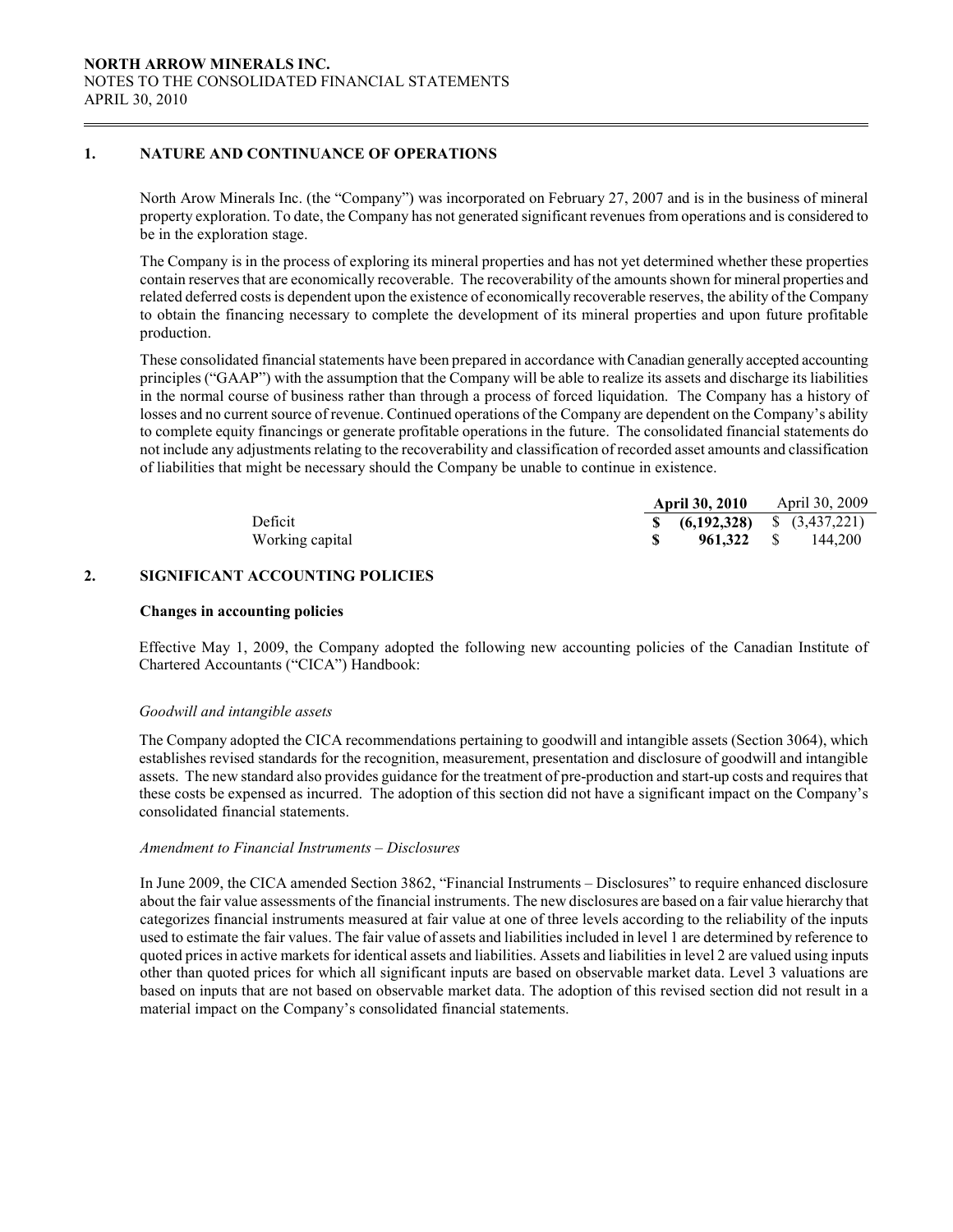## 1. NATURE AND CONTINUANCE OF OPERATIONS

North Arow Minerals Inc. (the "Company") was incorporated on February 27, 2007 and is in the business of mineral property exploration. To date, the Company has not generated significant revenues from operations and is considered to be in the exploration stage.

The Company is in the process of exploring its mineral properties and has not yet determined whether these properties contain reserves that are economically recoverable. The recoverability of the amounts shown for mineral properties and related deferred costs is dependent upon the existence of economically recoverable reserves, the ability of the Company to obtain the financing necessary to complete the development of its mineral properties and upon future profitable production.

These consolidated financial statements have been prepared in accordance with Canadian generally accepted accounting principles ("GAAP") with the assumption that the Company will be able to realize its assets and discharge its liabilities in the normal course of business rather than through a process of forced liquidation. The Company has a history of losses and no current source of revenue. Continued operations of the Company are dependent on the Company's ability to complete equity financings or generate profitable operations in the future. The consolidated financial statements do not include any adjustments relating to the recoverability and classification of recorded asset amounts and classification of liabilities that might be necessary should the Company be unable to continue in existence.

| | **April 30, 2010** | April 30, 2009 |
|---|---|---|
| Deficit | **$ (6,192,328)** | $ (3,437,221) |
| Working capital | **$ 961,322** | $ 144,200 |

## 2. SIGNIFICANT ACCOUNTING POLICIES

**Changes in accounting policies**

Effective May 1, 2009, the Company adopted the following new accounting policies of the Canadian Institute of Chartered Accountants ("CICA") Handbook:

*Goodwill and intangible assets*

The Company adopted the CICA recommendations pertaining to goodwill and intangible assets (Section 3064), which establishes revised standards for the recognition, measurement, presentation and disclosure of goodwill and intangible assets. The new standard also provides guidance for the treatment of pre-production and start-up costs and requires that these costs be expensed as incurred. The adoption of this section did not have a significant impact on the Company's consolidated financial statements.

*Amendment to Financial Instruments – Disclosures*

In June 2009, the CICA amended Section 3862, "Financial Instruments – Disclosures" to require enhanced disclosure about the fair value assessments of the financial instruments. The new disclosures are based on a fair value hierarchy that categorizes financial instruments measured at fair value at one of three levels according to the reliability of the inputs used to estimate the fair values. The fair value of assets and liabilities included in level 1 are determined by reference to quoted prices in active markets for identical assets and liabilities. Assets and liabilities in level 2 are valued using inputs other than quoted prices for which all significant inputs are based on observable market data. Level 3 valuations are based on inputs that are not based on observable market data. The adoption of this revised section did not result in a material impact on the Company's consolidated financial statements.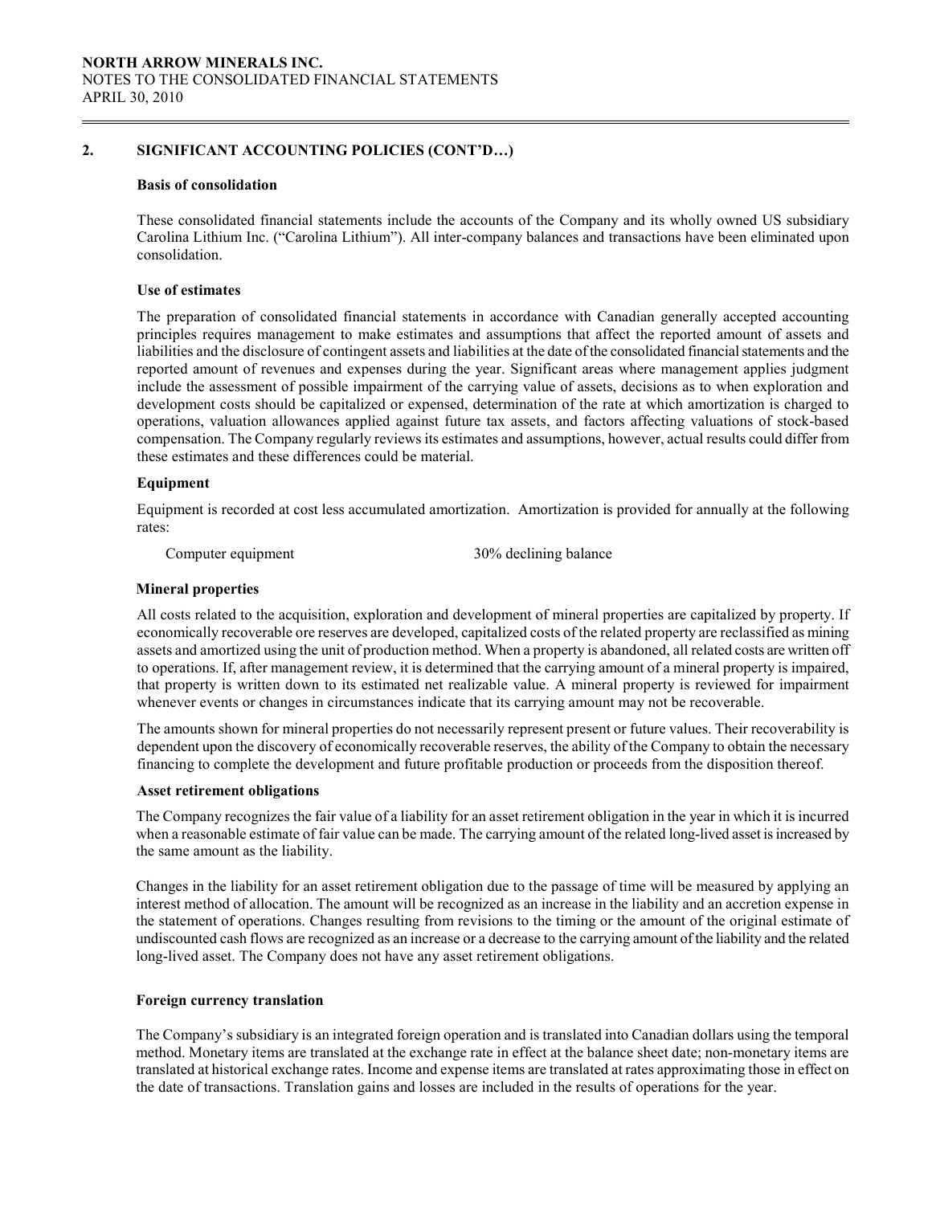## 2. SIGNIFICANT ACCOUNTING POLICIES (CONT'D…)

### Basis of consolidation

These consolidated financial statements include the accounts of the Company and its wholly owned US subsidiary Carolina Lithium Inc. ("Carolina Lithium"). All inter-company balances and transactions have been eliminated upon consolidation.

### Use of estimates

The preparation of consolidated financial statements in accordance with Canadian generally accepted accounting principles requires management to make estimates and assumptions that affect the reported amount of assets and liabilities and the disclosure of contingent assets and liabilities at the date of the consolidated financial statements and the reported amount of revenues and expenses during the year. Significant areas where management applies judgment include the assessment of possible impairment of the carrying value of assets, decisions as to when exploration and development costs should be capitalized or expensed, determination of the rate at which amortization is charged to operations, valuation allowances applied against future tax assets, and factors affecting valuations of stock-based compensation. The Company regularly reviews its estimates and assumptions, however, actual results could differ from these estimates and these differences could be material.

### Equipment

Equipment is recorded at cost less accumulated amortization. Amortization is provided for annually at the following rates:

| | |
|---|---|
| Computer equipment | 30% declining balance |

### Mineral properties

All costs related to the acquisition, exploration and development of mineral properties are capitalized by property. If economically recoverable ore reserves are developed, capitalized costs of the related property are reclassified as mining assets and amortized using the unit of production method. When a property is abandoned, all related costs are written off to operations. If, after management review, it is determined that the carrying amount of a mineral property is impaired, that property is written down to its estimated net realizable value. A mineral property is reviewed for impairment whenever events or changes in circumstances indicate that its carrying amount may not be recoverable.

The amounts shown for mineral properties do not necessarily represent present or future values. Their recoverability is dependent upon the discovery of economically recoverable reserves, the ability of the Company to obtain the necessary financing to complete the development and future profitable production or proceeds from the disposition thereof.

### Asset retirement obligations

The Company recognizes the fair value of a liability for an asset retirement obligation in the year in which it is incurred when a reasonable estimate of fair value can be made. The carrying amount of the related long-lived asset is increased by the same amount as the liability.

Changes in the liability for an asset retirement obligation due to the passage of time will be measured by applying an interest method of allocation. The amount will be recognized as an increase in the liability and an accretion expense in the statement of operations. Changes resulting from revisions to the timing or the amount of the original estimate of undiscounted cash flows are recognized as an increase or a decrease to the carrying amount of the liability and the related long-lived asset. The Company does not have any asset retirement obligations.

### Foreign currency translation

The Company's subsidiary is an integrated foreign operation and is translated into Canadian dollars using the temporal method. Monetary items are translated at the exchange rate in effect at the balance sheet date; non-monetary items are translated at historical exchange rates. Income and expense items are translated at rates approximating those in effect on the date of transactions. Translation gains and losses are included in the results of operations for the year.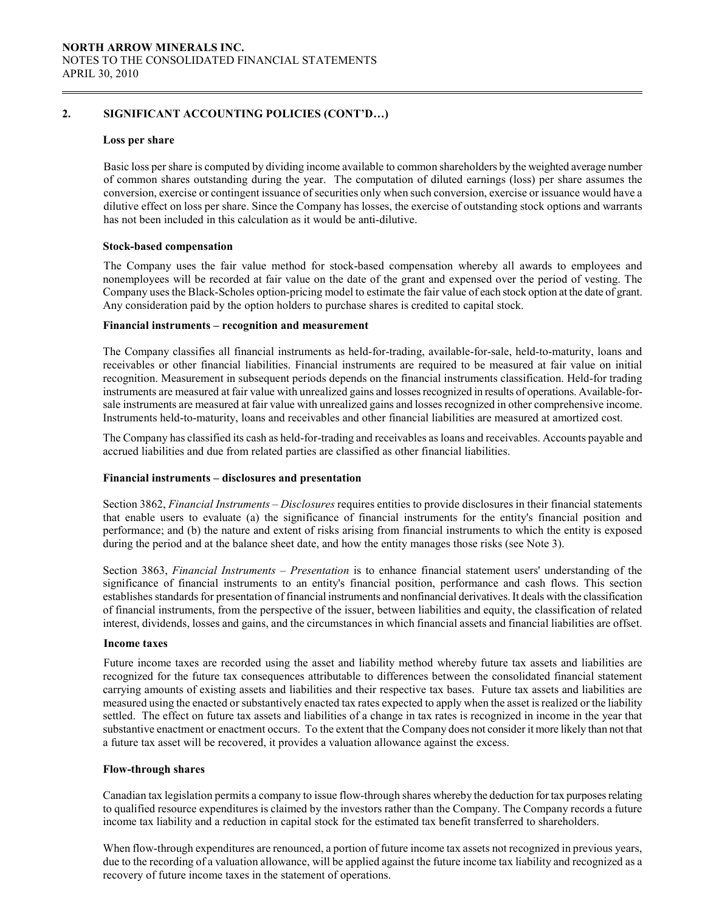## 2. SIGNIFICANT ACCOUNTING POLICIES (CONT'D…)

### Loss per share

Basic loss per share is computed by dividing income available to common shareholders by the weighted average number of common shares outstanding during the year. The computation of diluted earnings (loss) per share assumes the conversion, exercise or contingent issuance of securities only when such conversion, exercise or issuance would have a dilutive effect on loss per share. Since the Company has losses, the exercise of outstanding stock options and warrants has not been included in this calculation as it would be anti-dilutive.

### Stock-based compensation

The Company uses the fair value method for stock-based compensation whereby all awards to employees and nonemployees will be recorded at fair value on the date of the grant and expensed over the period of vesting. The Company uses the Black-Scholes option-pricing model to estimate the fair value of each stock option at the date of grant. Any consideration paid by the option holders to purchase shares is credited to capital stock.

### Financial instruments – recognition and measurement

The Company classifies all financial instruments as held-for-trading, available-for-sale, held-to-maturity, loans and receivables or other financial liabilities. Financial instruments are required to be measured at fair value on initial recognition. Measurement in subsequent periods depends on the financial instruments classification. Held-for trading instruments are measured at fair value with unrealized gains and losses recognized in results of operations. Available-for-sale instruments are measured at fair value with unrealized gains and losses recognized in other comprehensive income. Instruments held-to-maturity, loans and receivables and other financial liabilities are measured at amortized cost.

The Company has classified its cash as held-for-trading and receivables as loans and receivables. Accounts payable and accrued liabilities and due from related parties are classified as other financial liabilities.

### Financial instruments – disclosures and presentation

Section 3862, *Financial Instruments – Disclosures* requires entities to provide disclosures in their financial statements that enable users to evaluate (a) the significance of financial instruments for the entity's financial position and performance; and (b) the nature and extent of risks arising from financial instruments to which the entity is exposed during the period and at the balance sheet date, and how the entity manages those risks (see Note 3).

Section 3863, *Financial Instruments – Presentation* is to enhance financial statement users' understanding of the significance of financial instruments to an entity's financial position, performance and cash flows. This section establishes standards for presentation of financial instruments and nonfinancial derivatives. It deals with the classification of financial instruments, from the perspective of the issuer, between liabilities and equity, the classification of related interest, dividends, losses and gains, and the circumstances in which financial assets and financial liabilities are offset.

### Income taxes

Future income taxes are recorded using the asset and liability method whereby future tax assets and liabilities are recognized for the future tax consequences attributable to differences between the consolidated financial statement carrying amounts of existing assets and liabilities and their respective tax bases. Future tax assets and liabilities are measured using the enacted or substantively enacted tax rates expected to apply when the asset is realized or the liability settled. The effect on future tax assets and liabilities of a change in tax rates is recognized in income in the year that substantive enactment or enactment occurs. To the extent that the Company does not consider it more likely than not that a future tax asset will be recovered, it provides a valuation allowance against the excess.

### Flow-through shares

Canadian tax legislation permits a company to issue flow-through shares whereby the deduction for tax purposes relating to qualified resource expenditures is claimed by the investors rather than the Company. The Company records a future income tax liability and a reduction in capital stock for the estimated tax benefit transferred to shareholders.

When flow-through expenditures are renounced, a portion of future income tax assets not recognized in previous years, due to the recording of a valuation allowance, will be applied against the future income tax liability and recognized as a recovery of future income taxes in the statement of operations.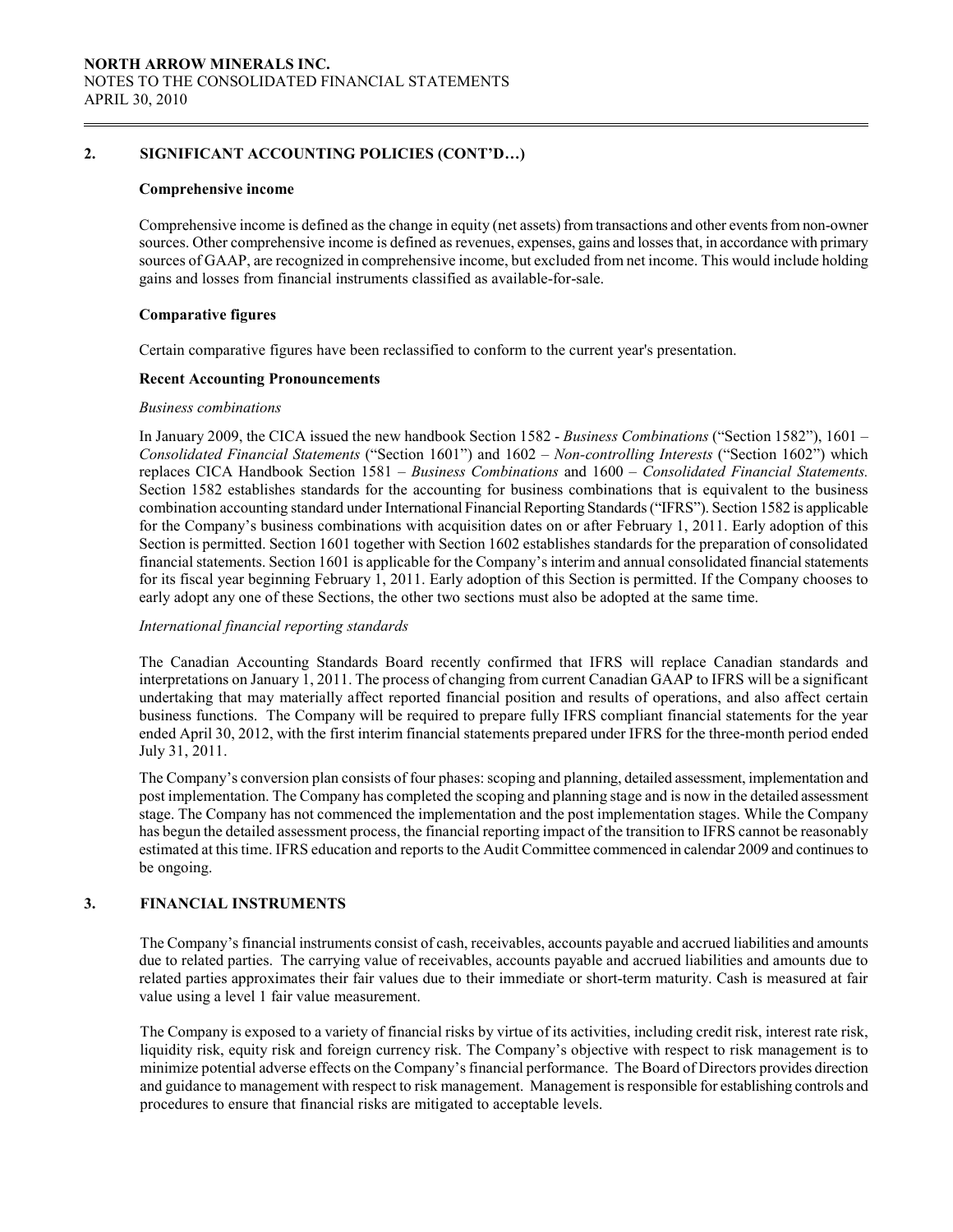## 2. SIGNIFICANT ACCOUNTING POLICIES (CONT'D…)

### Comprehensive income

Comprehensive income is defined as the change in equity (net assets) from transactions and other events from non-owner sources. Other comprehensive income is defined as revenues, expenses, gains and losses that, in accordance with primary sources of GAAP, are recognized in comprehensive income, but excluded from net income. This would include holding gains and losses from financial instruments classified as available-for-sale.

### Comparative figures

Certain comparative figures have been reclassified to conform to the current year's presentation.

### Recent Accounting Pronouncements

*Business combinations*

In January 2009, the CICA issued the new handbook Section 1582 - *Business Combinations* ("Section 1582"), 1601 – *Consolidated Financial Statements* ("Section 1601") and 1602 – *Non-controlling Interests* ("Section 1602") which replaces CICA Handbook Section 1581 – *Business Combinations* and 1600 – *Consolidated Financial Statements.* Section 1582 establishes standards for the accounting for business combinations that is equivalent to the business combination accounting standard under International Financial Reporting Standards ("IFRS"). Section 1582 is applicable for the Company's business combinations with acquisition dates on or after February 1, 2011. Early adoption of this Section is permitted. Section 1601 together with Section 1602 establishes standards for the preparation of consolidated financial statements. Section 1601 is applicable for the Company's interim and annual consolidated financial statements for its fiscal year beginning February 1, 2011. Early adoption of this Section is permitted. If the Company chooses to early adopt any one of these Sections, the other two sections must also be adopted at the same time.

*International financial reporting standards*

The Canadian Accounting Standards Board recently confirmed that IFRS will replace Canadian standards and interpretations on January 1, 2011. The process of changing from current Canadian GAAP to IFRS will be a significant undertaking that may materially affect reported financial position and results of operations, and also affect certain business functions. The Company will be required to prepare fully IFRS compliant financial statements for the year ended April 30, 2012, with the first interim financial statements prepared under IFRS for the three-month period ended July 31, 2011.

The Company's conversion plan consists of four phases: scoping and planning, detailed assessment, implementation and post implementation. The Company has completed the scoping and planning stage and is now in the detailed assessment stage. The Company has not commenced the implementation and the post implementation stages. While the Company has begun the detailed assessment process, the financial reporting impact of the transition to IFRS cannot be reasonably estimated at this time. IFRS education and reports to the Audit Committee commenced in calendar 2009 and continues to be ongoing.

## 3. FINANCIAL INSTRUMENTS

The Company's financial instruments consist of cash, receivables, accounts payable and accrued liabilities and amounts due to related parties. The carrying value of receivables, accounts payable and accrued liabilities and amounts due to related parties approximates their fair values due to their immediate or short-term maturity. Cash is measured at fair value using a level 1 fair value measurement.

The Company is exposed to a variety of financial risks by virtue of its activities, including credit risk, interest rate risk, liquidity risk, equity risk and foreign currency risk. The Company's objective with respect to risk management is to minimize potential adverse effects on the Company's financial performance. The Board of Directors provides direction and guidance to management with respect to risk management. Management is responsible for establishing controls and procedures to ensure that financial risks are mitigated to acceptable levels.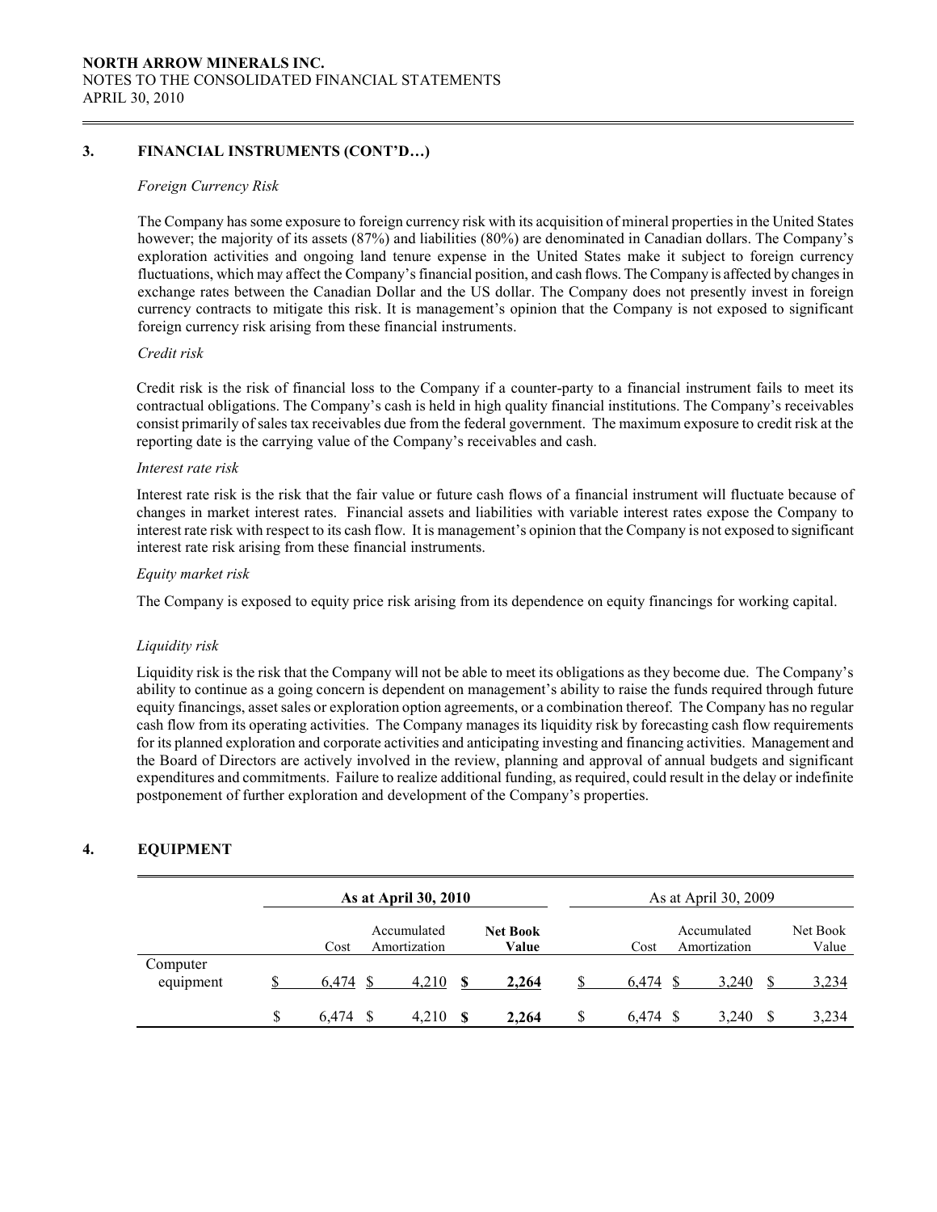## 3. FINANCIAL INSTRUMENTS (CONT'D…)

*Foreign Currency Risk*

The Company has some exposure to foreign currency risk with its acquisition of mineral properties in the United States however; the majority of its assets (87%) and liabilities (80%) are denominated in Canadian dollars. The Company's exploration activities and ongoing land tenure expense in the United States make it subject to foreign currency fluctuations, which may affect the Company's financial position, and cash flows. The Company is affected by changes in exchange rates between the Canadian Dollar and the US dollar. The Company does not presently invest in foreign currency contracts to mitigate this risk. It is management's opinion that the Company is not exposed to significant foreign currency risk arising from these financial instruments.

*Credit risk*

Credit risk is the risk of financial loss to the Company if a counter-party to a financial instrument fails to meet its contractual obligations. The Company's cash is held in high quality financial institutions. The Company's receivables consist primarily of sales tax receivables due from the federal government. The maximum exposure to credit risk at the reporting date is the carrying value of the Company's receivables and cash.

*Interest rate risk*

Interest rate risk is the risk that the fair value or future cash flows of a financial instrument will fluctuate because of changes in market interest rates. Financial assets and liabilities with variable interest rates expose the Company to interest rate risk with respect to its cash flow. It is management's opinion that the Company is not exposed to significant interest rate risk arising from these financial instruments.

*Equity market risk*

The Company is exposed to equity price risk arising from its dependence on equity financings for working capital.

*Liquidity risk*

Liquidity risk is the risk that the Company will not be able to meet its obligations as they become due. The Company's ability to continue as a going concern is dependent on management's ability to raise the funds required through future equity financings, asset sales or exploration option agreements, or a combination thereof. The Company has no regular cash flow from its operating activities. The Company manages its liquidity risk by forecasting cash flow requirements for its planned exploration and corporate activities and anticipating investing and financing activities. Management and the Board of Directors are actively involved in the review, planning and approval of annual budgets and significant expenditures and commitments. Failure to realize additional funding, as required, could result in the delay or indefinite postponement of further exploration and development of the Company's properties.

## 4. EQUIPMENT

| | **As at April 30, 2010** | | | As at April 30, 2009 | | |
|---|---|---|---|---|---|---|
| | Cost | Accumulated Amortization | **Net Book Value** | Cost | Accumulated Amortization | Net Book Value |
| Computer equipment | $ 6,474 | $ 4,210 | **$ 2,264** | $ 6,474 | $ 3,240 | $ 3,234 |
| | $ 6,474 | $ 4,210 | **$ 2,264** | $ 6,474 | $ 3,240 | $ 3,234 |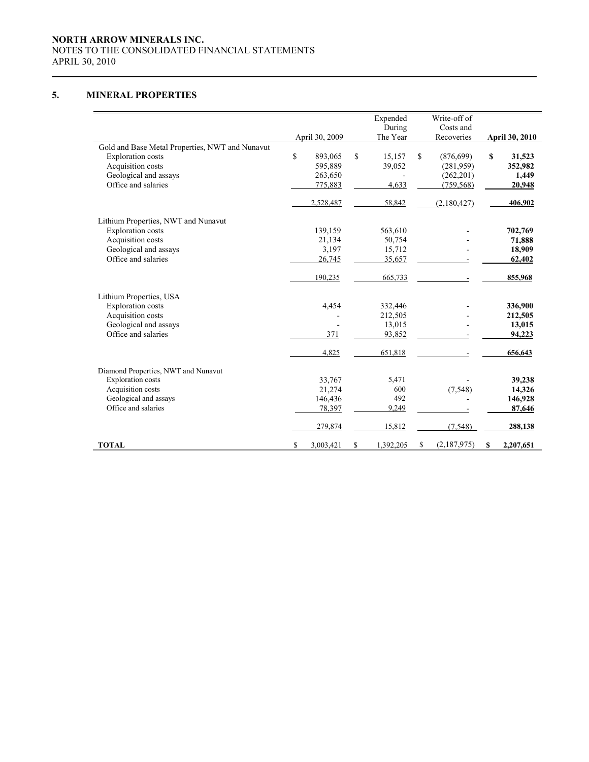NORTH ARROW MINERALS INC.
NOTES TO THE CONSOLIDATED FINANCIAL STATEMENTS
APRIL 30, 2010

## 5. MINERAL PROPERTIES

| | April 30, 2009 | Expended During The Year | Write-off of Costs and Recoveries | **April 30, 2010** |
|---|---|---|---|---|
| Gold and Base Metal Properties, NWT and Nunavut | | | | |
| Exploration costs | $ 893,065 | $ 15,157 | $ (876,699) | **$ 31,523** |
| Acquisition costs | 595,889 | 39,052 | (281,959) | **352,982** |
| Geological and assays | 263,650 | - | (262,201) | **1,449** |
| Office and salaries | 775,883 | 4,633 | (759,568) | **20,948** |
| | 2,528,487 | 58,842 | (2,180,427) | **406,902** |
| Lithium Properties, NWT and Nunavut | | | | |
| Exploration costs | 139,159 | 563,610 | - | **702,769** |
| Acquisition costs | 21,134 | 50,754 | - | **71,888** |
| Geological and assays | 3,197 | 15,712 | - | **18,909** |
| Office and salaries | 26,745 | 35,657 | - | **62,402** |
| | 190,235 | 665,733 | - | **855,968** |
| Lithium Properties, USA | | | | |
| Exploration costs | 4,454 | 332,446 | - | **336,900** |
| Acquisition costs | - | 212,505 | - | **212,505** |
| Geological and assays | - | 13,015 | - | **13,015** |
| Office and salaries | 371 | 93,852 | - | **94,223** |
| | 4,825 | 651,818 | - | **656,643** |
| Diamond Properties, NWT and Nunavut | | | | |
| Exploration costs | 33,767 | 5,471 | - | **39,238** |
| Acquisition costs | 21,274 | 600 | (7,548) | **14,326** |
| Geological and assays | 146,436 | 492 | - | **146,928** |
| Office and salaries | 78,397 | 9,249 | - | **87,646** |
| | 279,874 | 15,812 | (7,548) | **288,138** |
| **TOTAL** | $ 3,003,421 | $ 1,392,205 | $ (2,187,975) | **$ 2,207,651** |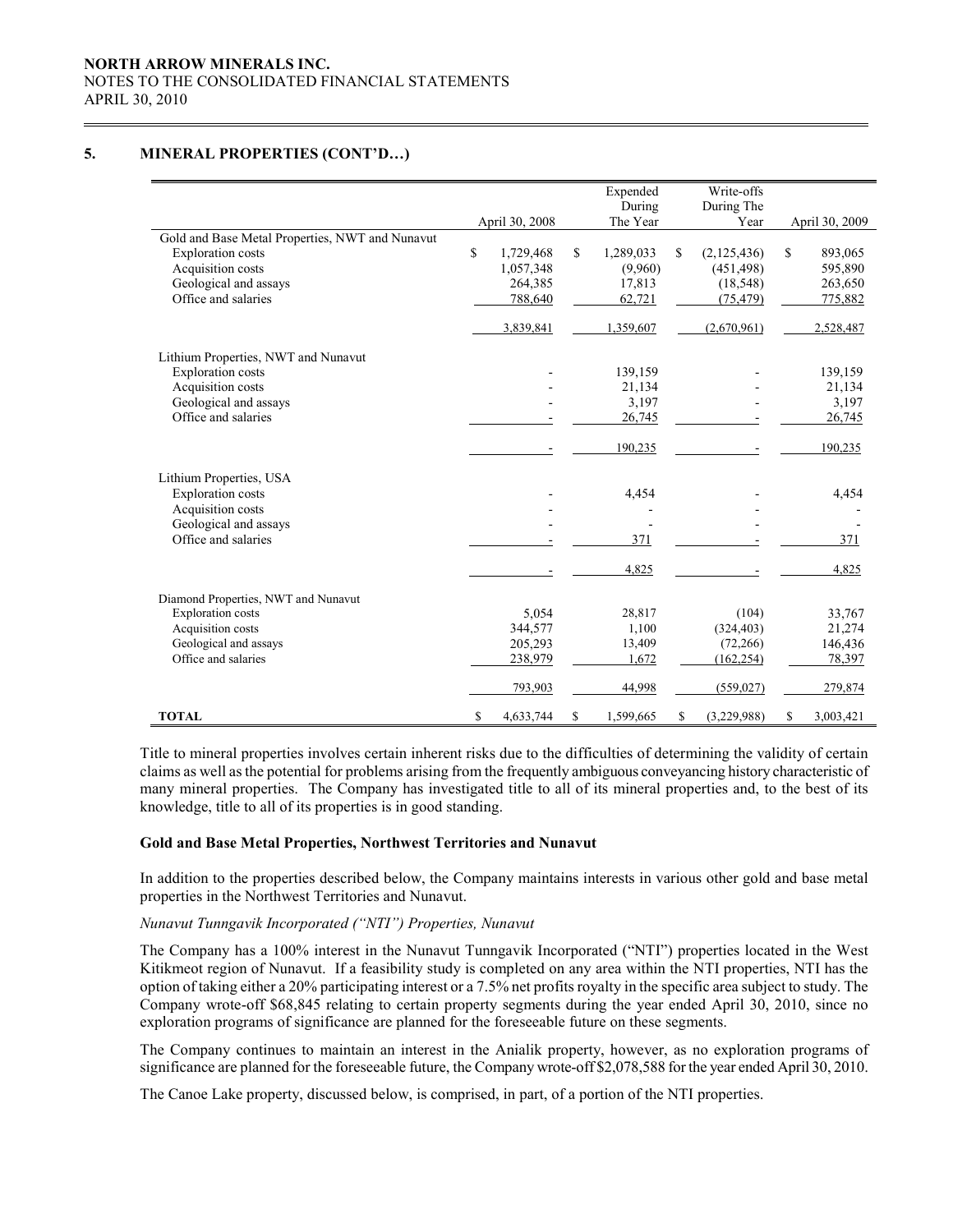## 5. MINERAL PROPERTIES (CONT'D…)

| | April 30, 2008 | Expended During The Year | Write-offs During The Year | April 30, 2009 |
|---|---|---|---|---|
| Gold and Base Metal Properties, NWT and Nunavut | | | | |
| Exploration costs | $ 1,729,468 | $ 1,289,033 | $ (2,125,436) | $ 893,065 |
| Acquisition costs | 1,057,348 | (9,960) | (451,498) | 595,890 |
| Geological and assays | 264,385 | 17,813 | (18,548) | 263,650 |
| Office and salaries | 788,640 | 62,721 | (75,479) | 775,882 |
| | 3,839,841 | 1,359,607 | (2,670,961) | 2,528,487 |
| Lithium Properties, NWT and Nunavut | | | | |
| Exploration costs | - | 139,159 | - | 139,159 |
| Acquisition costs | - | 21,134 | - | 21,134 |
| Geological and assays | - | 3,197 | - | 3,197 |
| Office and salaries | - | 26,745 | - | 26,745 |
| | - | 190,235 | - | 190,235 |
| Lithium Properties, USA | | | | |
| Exploration costs | - | 4,454 | - | 4,454 |
| Acquisition costs | - | - | - | - |
| Geological and assays | - | - | - | - |
| Office and salaries | - | 371 | - | 371 |
| | - | 4,825 | - | 4,825 |
| Diamond Properties, NWT and Nunavut | | | | |
| Exploration costs | 5,054 | 28,817 | (104) | 33,767 |
| Acquisition costs | 344,577 | 1,100 | (324,403) | 21,274 |
| Geological and assays | 205,293 | 13,409 | (72,266) | 146,436 |
| Office and salaries | 238,979 | 1,672 | (162,254) | 78,397 |
| | 793,903 | 44,998 | (559,027) | 279,874 |
| **TOTAL** | $ 4,633,744 | $ 1,599,665 | $ (3,229,988) | $ 3,003,421 |

Title to mineral properties involves certain inherent risks due to the difficulties of determining the validity of certain claims as well as the potential for problems arising from the frequently ambiguous conveyancing history characteristic of many mineral properties. The Company has investigated title to all of its mineral properties and, to the best of its knowledge, title to all of its properties is in good standing.

### Gold and Base Metal Properties, Northwest Territories and Nunavut

In addition to the properties described below, the Company maintains interests in various other gold and base metal properties in the Northwest Territories and Nunavut.

*Nunavut Tunngavik Incorporated ("NTI") Properties, Nunavut*

The Company has a 100% interest in the Nunavut Tunngavik Incorporated ("NTI") properties located in the West Kitikmeot region of Nunavut. If a feasibility study is completed on any area within the NTI properties, NTI has the option of taking either a 20% participating interest or a 7.5% net profits royalty in the specific area subject to study. The Company wrote-off $68,845 relating to certain property segments during the year ended April 30, 2010, since no exploration programs of significance are planned for the foreseeable future on these segments.

The Company continues to maintain an interest in the Anialik property, however, as no exploration programs of significance are planned for the foreseeable future, the Company wrote-off $2,078,588 for the year ended April 30, 2010.

The Canoe Lake property, discussed below, is comprised, in part, of a portion of the NTI properties.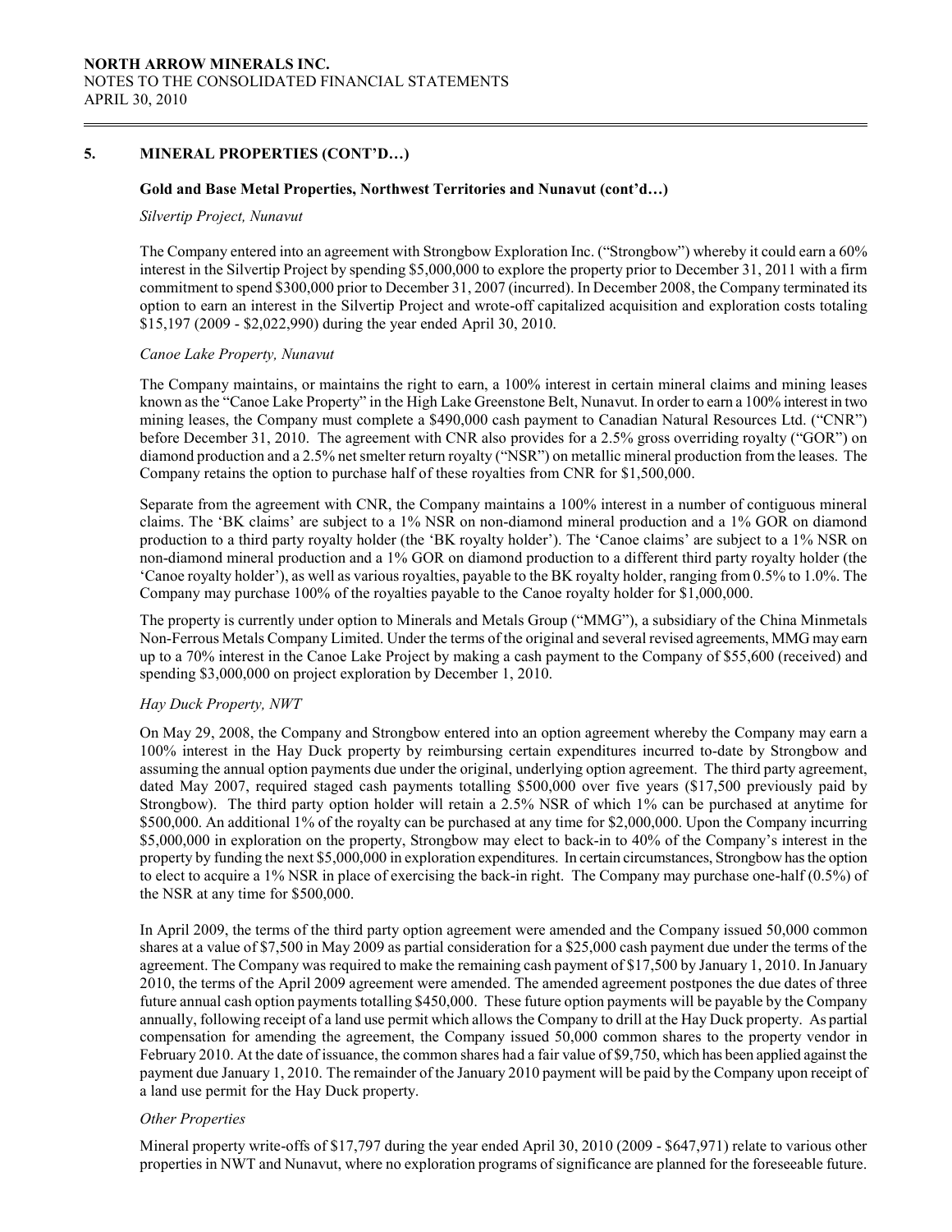## 5. MINERAL PROPERTIES (CONT'D…)

### Gold and Base Metal Properties, Northwest Territories and Nunavut (cont'd…)

*Silvertip Project, Nunavut*

The Company entered into an agreement with Strongbow Exploration Inc. ("Strongbow") whereby it could earn a 60% interest in the Silvertip Project by spending $5,000,000 to explore the property prior to December 31, 2011 with a firm commitment to spend $300,000 prior to December 31, 2007 (incurred). In December 2008, the Company terminated its option to earn an interest in the Silvertip Project and wrote-off capitalized acquisition and exploration costs totaling $15,197 (2009 - $2,022,990) during the year ended April 30, 2010.

*Canoe Lake Property, Nunavut*

The Company maintains, or maintains the right to earn, a 100% interest in certain mineral claims and mining leases known as the "Canoe Lake Property" in the High Lake Greenstone Belt, Nunavut. In order to earn a 100% interest in two mining leases, the Company must complete a $490,000 cash payment to Canadian Natural Resources Ltd. ("CNR") before December 31, 2010. The agreement with CNR also provides for a 2.5% gross overriding royalty ("GOR") on diamond production and a 2.5% net smelter return royalty ("NSR") on metallic mineral production from the leases. The Company retains the option to purchase half of these royalties from CNR for $1,500,000.

Separate from the agreement with CNR, the Company maintains a 100% interest in a number of contiguous mineral claims. The 'BK claims' are subject to a 1% NSR on non-diamond mineral production and a 1% GOR on diamond production to a third party royalty holder (the 'BK royalty holder'). The 'Canoe claims' are subject to a 1% NSR on non-diamond mineral production and a 1% GOR on diamond production to a different third party royalty holder (the 'Canoe royalty holder'), as well as various royalties, payable to the BK royalty holder, ranging from 0.5% to 1.0%. The Company may purchase 100% of the royalties payable to the Canoe royalty holder for $1,000,000.

The property is currently under option to Minerals and Metals Group ("MMG"), a subsidiary of the China Minmetals Non-Ferrous Metals Company Limited. Under the terms of the original and several revised agreements, MMG may earn up to a 70% interest in the Canoe Lake Project by making a cash payment to the Company of $55,600 (received) and spending $3,000,000 on project exploration by December 1, 2010.

*Hay Duck Property, NWT*

On May 29, 2008, the Company and Strongbow entered into an option agreement whereby the Company may earn a 100% interest in the Hay Duck property by reimbursing certain expenditures incurred to-date by Strongbow and assuming the annual option payments due under the original, underlying option agreement. The third party agreement, dated May 2007, required staged cash payments totalling $500,000 over five years ($17,500 previously paid by Strongbow). The third party option holder will retain a 2.5% NSR of which 1% can be purchased at anytime for $500,000. An additional 1% of the royalty can be purchased at any time for $2,000,000. Upon the Company incurring $5,000,000 in exploration on the property, Strongbow may elect to back-in to 40% of the Company's interest in the property by funding the next $5,000,000 in exploration expenditures. In certain circumstances, Strongbow has the option to elect to acquire a 1% NSR in place of exercising the back-in right. The Company may purchase one-half (0.5%) of the NSR at any time for $500,000.

In April 2009, the terms of the third party option agreement were amended and the Company issued 50,000 common shares at a value of $7,500 in May 2009 as partial consideration for a $25,000 cash payment due under the terms of the agreement. The Company was required to make the remaining cash payment of $17,500 by January 1, 2010. In January 2010, the terms of the April 2009 agreement were amended. The amended agreement postpones the due dates of three future annual cash option payments totalling $450,000. These future option payments will be payable by the Company annually, following receipt of a land use permit which allows the Company to drill at the Hay Duck property. As partial compensation for amending the agreement, the Company issued 50,000 common shares to the property vendor in February 2010. At the date of issuance, the common shares had a fair value of $9,750, which has been applied against the payment due January 1, 2010. The remainder of the January 2010 payment will be paid by the Company upon receipt of a land use permit for the Hay Duck property.

*Other Properties*

Mineral property write-offs of $17,797 during the year ended April 30, 2010 (2009 - $647,971) relate to various other properties in NWT and Nunavut, where no exploration programs of significance are planned for the foreseeable future.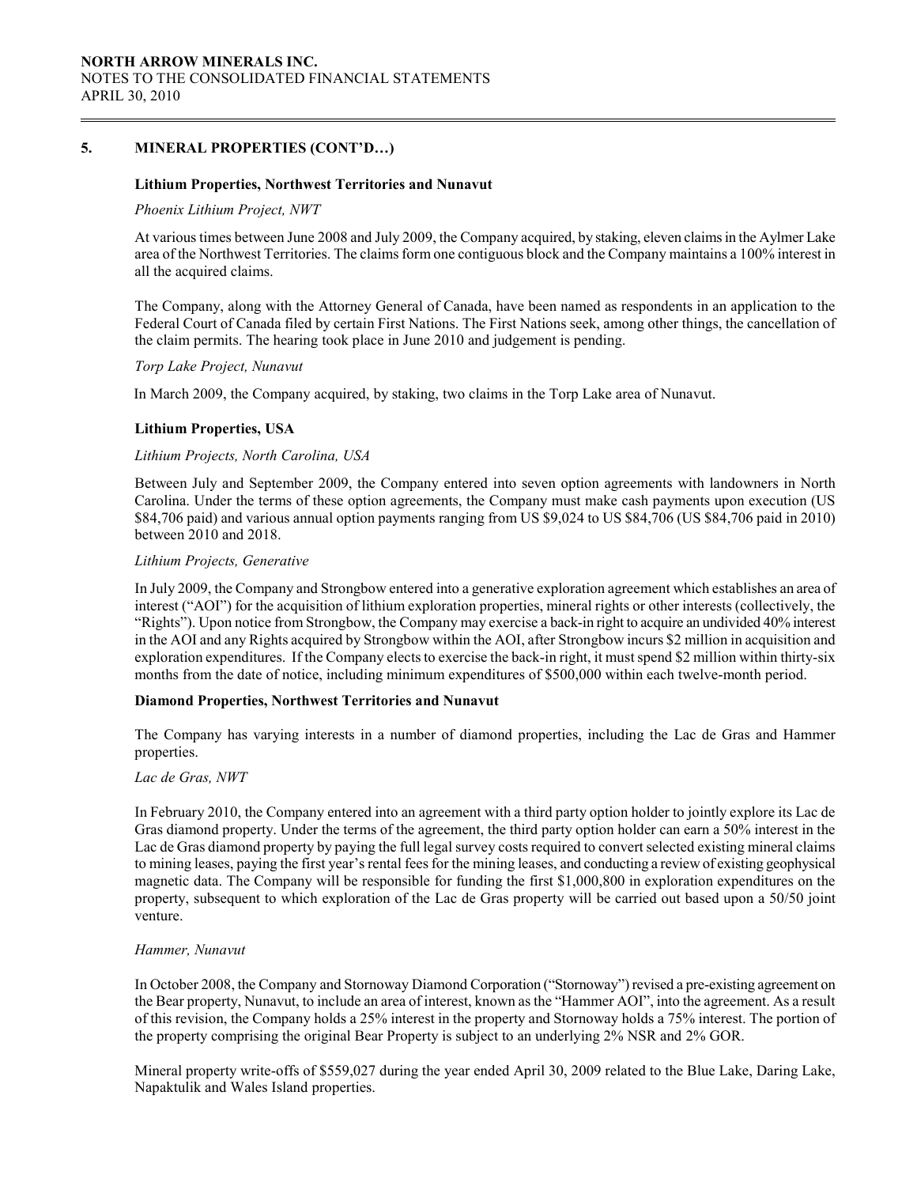## 5. MINERAL PROPERTIES (CONT'D…)

### Lithium Properties, Northwest Territories and Nunavut

*Phoenix Lithium Project, NWT*

At various times between June 2008 and July 2009, the Company acquired, by staking, eleven claims in the Aylmer Lake area of the Northwest Territories. The claims form one contiguous block and the Company maintains a 100% interest in all the acquired claims.

The Company, along with the Attorney General of Canada, have been named as respondents in an application to the Federal Court of Canada filed by certain First Nations. The First Nations seek, among other things, the cancellation of the claim permits. The hearing took place in June 2010 and judgement is pending.

*Torp Lake Project, Nunavut*

In March 2009, the Company acquired, by staking, two claims in the Torp Lake area of Nunavut.

### Lithium Properties, USA

*Lithium Projects, North Carolina, USA*

Between July and September 2009, the Company entered into seven option agreements with landowners in North Carolina. Under the terms of these option agreements, the Company must make cash payments upon execution (US $84,706 paid) and various annual option payments ranging from US $9,024 to US $84,706 (US $84,706 paid in 2010) between 2010 and 2018.

*Lithium Projects, Generative*

In July 2009, the Company and Strongbow entered into a generative exploration agreement which establishes an area of interest ("AOI") for the acquisition of lithium exploration properties, mineral rights or other interests (collectively, the "Rights"). Upon notice from Strongbow, the Company may exercise a back-in right to acquire an undivided 40% interest in the AOI and any Rights acquired by Strongbow within the AOI, after Strongbow incurs $2 million in acquisition and exploration expenditures. If the Company elects to exercise the back-in right, it must spend $2 million within thirty-six months from the date of notice, including minimum expenditures of $500,000 within each twelve-month period.

### Diamond Properties, Northwest Territories and Nunavut

The Company has varying interests in a number of diamond properties, including the Lac de Gras and Hammer properties.

*Lac de Gras, NWT*

In February 2010, the Company entered into an agreement with a third party option holder to jointly explore its Lac de Gras diamond property. Under the terms of the agreement, the third party option holder can earn a 50% interest in the Lac de Gras diamond property by paying the full legal survey costs required to convert selected existing mineral claims to mining leases, paying the first year's rental fees for the mining leases, and conducting a review of existing geophysical magnetic data. The Company will be responsible for funding the first $1,000,800 in exploration expenditures on the property, subsequent to which exploration of the Lac de Gras property will be carried out based upon a 50/50 joint venture.

*Hammer, Nunavut*

In October 2008, the Company and Stornoway Diamond Corporation ("Stornoway") revised a pre-existing agreement on the Bear property, Nunavut, to include an area of interest, known as the "Hammer AOI", into the agreement. As a result of this revision, the Company holds a 25% interest in the property and Stornoway holds a 75% interest. The portion of the property comprising the original Bear Property is subject to an underlying 2% NSR and 2% GOR.

Mineral property write-offs of $559,027 during the year ended April 30, 2009 related to the Blue Lake, Daring Lake, Napaktulik and Wales Island properties.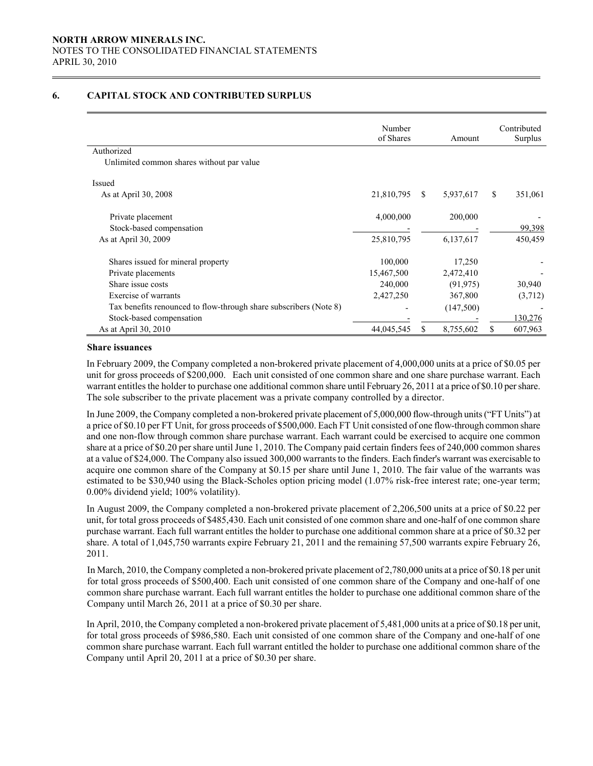**NORTH ARROW MINERALS INC.**
NOTES TO THE CONSOLIDATED FINANCIAL STATEMENTS
APRIL 30, 2010

## 6. CAPITAL STOCK AND CONTRIBUTED SURPLUS

| | Number of Shares | Amount | Contributed Surplus |
|---|---|---|---|
| Authorized | | | |
| Unlimited common shares without par value | | | |
| | | | |
| Issued | | | |
| As at April 30, 2008 | 21,810,795 | $ 5,937,617 | $ 351,061 |
| | | | |
| Private placement | 4,000,000 | 200,000 | - |
| Stock-based compensation | - | - | 99,398 |
| As at April 30, 2009 | 25,810,795 | 6,137,617 | 450,459 |
| | | | |
| Shares issued for mineral property | 100,000 | 17,250 | - |
| Private placements | 15,467,500 | 2,472,410 | - |
| Share issue costs | 240,000 | (91,975) | 30,940 |
| Exercise of warrants | 2,427,250 | 367,800 | (3,712) |
| Tax benefits renounced to flow-through share subscribers (Note 8) | - | (147,500) | - |
| Stock-based compensation | - | - | 130,276 |
| As at April 30, 2010 | 44,045,545 | $ 8,755,602 | $ 607,963 |

**Share issuances**

In February 2009, the Company completed a non-brokered private placement of 4,000,000 units at a price of $0.05 per unit for gross proceeds of $200,000. Each unit consisted of one common share and one share purchase warrant. Each warrant entitles the holder to purchase one additional common share until February 26, 2011 at a price of $0.10 per share. The sole subscriber to the private placement was a private company controlled by a director.

In June 2009, the Company completed a non-brokered private placement of 5,000,000 flow-through units ("FT Units") at a price of $0.10 per FT Unit, for gross proceeds of $500,000. Each FT Unit consisted of one flow-through common share and one non-flow through common share purchase warrant. Each warrant could be exercised to acquire one common share at a price of $0.20 per share until June 1, 2010. The Company paid certain finders fees of 240,000 common shares at a value of $24,000. The Company also issued 300,000 warrants to the finders. Each finder's warrant was exercisable to acquire one common share of the Company at $0.15 per share until June 1, 2010. The fair value of the warrants was estimated to be $30,940 using the Black-Scholes option pricing model (1.07% risk-free interest rate; one-year term; 0.00% dividend yield; 100% volatility).

In August 2009, the Company completed a non-brokered private placement of 2,206,500 units at a price of $0.22 per unit, for total gross proceeds of $485,430. Each unit consisted of one common share and one-half of one common share purchase warrant. Each full warrant entitles the holder to purchase one additional common share at a price of $0.32 per share. A total of 1,045,750 warrants expire February 21, 2011 and the remaining 57,500 warrants expire February 26, 2011.

In March, 2010, the Company completed a non-brokered private placement of 2,780,000 units at a price of $0.18 per unit for total gross proceeds of $500,400. Each unit consisted of one common share of the Company and one-half of one common share purchase warrant. Each full warrant entitles the holder to purchase one additional common share of the Company until March 26, 2011 at a price of $0.30 per share.

In April, 2010, the Company completed a non-brokered private placement of 5,481,000 units at a price of $0.18 per unit, for total gross proceeds of $986,580. Each unit consisted of one common share of the Company and one-half of one common share purchase warrant. Each full warrant entitled the holder to purchase one additional common share of the Company until April 20, 2011 at a price of $0.30 per share.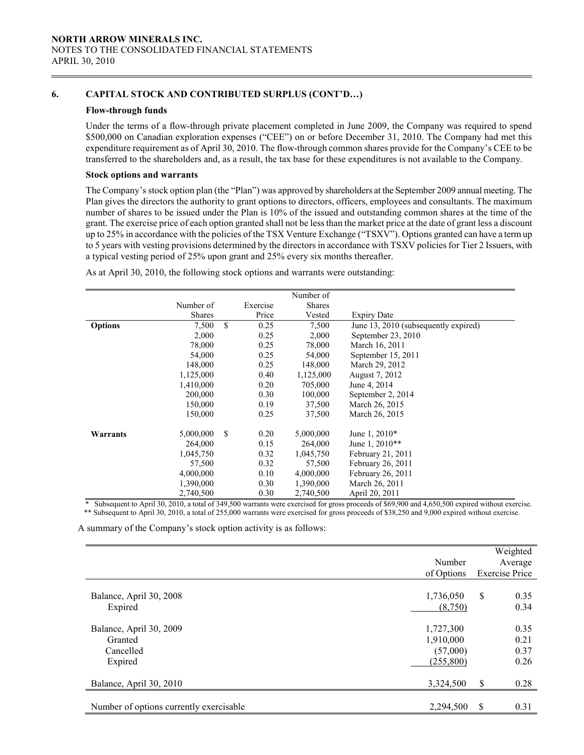## 6. CAPITAL STOCK AND CONTRIBUTED SURPLUS (CONT'D…)

### Flow-through funds

Under the terms of a flow-through private placement completed in June 2009, the Company was required to spend $500,000 on Canadian exploration expenses ("CEE") on or before December 31, 2010. The Company had met this expenditure requirement as of April 30, 2010. The flow-through common shares provide for the Company's CEE to be transferred to the shareholders and, as a result, the tax base for these expenditures is not available to the Company.

### Stock options and warrants

The Company's stock option plan (the "Plan") was approved by shareholders at the September 2009 annual meeting. The Plan gives the directors the authority to grant options to directors, officers, employees and consultants. The maximum number of shares to be issued under the Plan is 10% of the issued and outstanding common shares at the time of the grant. The exercise price of each option granted shall not be less than the market price at the date of grant less a discount up to 25% in accordance with the policies of the TSX Venture Exchange ("TSXV"). Options granted can have a term up to 5 years with vesting provisions determined by the directors in accordance with TSXV policies for Tier 2 Issuers, with a typical vesting period of 25% upon grant and 25% every six months thereafter.

As at April 30, 2010, the following stock options and warrants were outstanding:

| | Number of Shares | Exercise Price | Number of Shares Vested | Expiry Date |
|---|---|---|---|---|
| **Options** | 7,500 | $ 0.25 | 7,500 | June 13, 2010 (subsequently expired) |
| | 2,000 | 0.25 | 2,000 | September 23, 2010 |
| | 78,000 | 0.25 | 78,000 | March 16, 2011 |
| | 54,000 | 0.25 | 54,000 | September 15, 2011 |
| | 148,000 | 0.25 | 148,000 | March 29, 2012 |
| | 1,125,000 | 0.40 | 1,125,000 | August 7, 2012 |
| | 1,410,000 | 0.20 | 705,000 | June 4, 2014 |
| | 200,000 | 0.30 | 100,000 | September 2, 2014 |
| | 150,000 | 0.19 | 37,500 | March 26, 2015 |
| | 150,000 | 0.25 | 37,500 | March 26, 2015 |
| **Warrants** | 5,000,000 | $ 0.20 | 5,000,000 | June 1, 2010* |
| | 264,000 | 0.15 | 264,000 | June 1, 2010** |
| | 1,045,750 | 0.32 | 1,045,750 | February 21, 2011 |
| | 57,500 | 0.32 | 57,500 | February 26, 2011 |
| | 4,000,000 | 0.10 | 4,000,000 | February 26, 2011 |
| | 1,390,000 | 0.30 | 1,390,000 | March 26, 2011 |
| | 2,740,500 | 0.30 | 2,740,500 | April 20, 2011 |

\* Subsequent to April 30, 2010, a total of 349,500 warrants were exercised for gross proceeds of $69,900 and 4,650,500 expired without exercise.
\*\* Subsequent to April 30, 2010, a total of 255,000 warrants were exercised for gross proceeds of $38,250 and 9,000 expired without exercise.

A summary of the Company's stock option activity is as follows:

| | Number of Options | Weighted Average Exercise Price |
|---|---|---|
| Balance, April 30, 2008 | 1,736,050 | $ 0.35 |
| Expired | (8,750) | 0.34 |
| Balance, April 30, 2009 | 1,727,300 | 0.35 |
| Granted | 1,910,000 | 0.21 |
| Cancelled | (57,000) | 0.37 |
| Expired | (255,800) | 0.26 |
| Balance, April 30, 2010 | 3,324,500 | $ 0.28 |
| Number of options currently exercisable | 2,294,500 | $ 0.31 |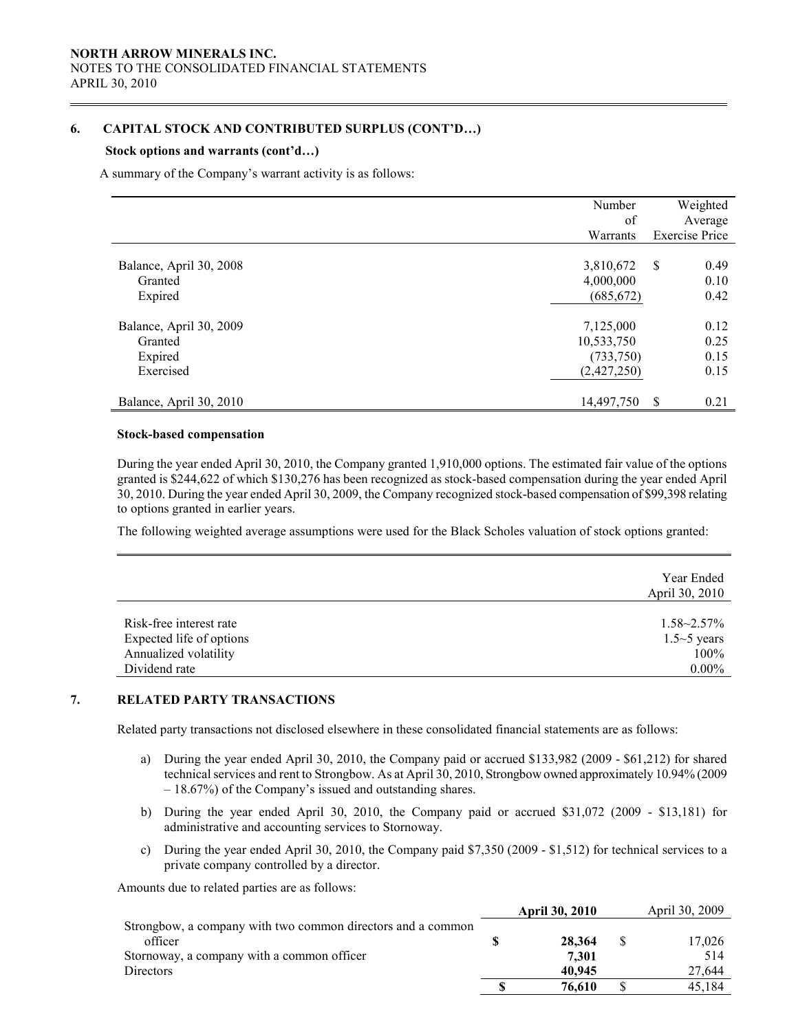## 6. CAPITAL STOCK AND CONTRIBUTED SURPLUS (CONT'D…)

### Stock options and warrants (cont'd…)

A summary of the Company's warrant activity is as follows:

| | Number of Warrants | Weighted Average Exercise Price |
|---|---:|---:|
| Balance, April 30, 2008 | 3,810,672 | $ 0.49 |
| Granted | 4,000,000 | 0.10 |
| Expired | (685,672) | 0.42 |
| Balance, April 30, 2009 | 7,125,000 | 0.12 |
| Granted | 10,533,750 | 0.25 |
| Expired | (733,750) | 0.15 |
| Exercised | (2,427,250) | 0.15 |
| Balance, April 30, 2010 | 14,497,750 | $ 0.21 |

### Stock-based compensation

During the year ended April 30, 2010, the Company granted 1,910,000 options. The estimated fair value of the options granted is $244,622 of which $130,276 has been recognized as stock-based compensation during the year ended April 30, 2010. During the year ended April 30, 2009, the Company recognized stock-based compensation of $99,398 relating to options granted in earlier years.

The following weighted average assumptions were used for the Black Scholes valuation of stock options granted:

| | Year Ended April 30, 2010 |
|---|---:|
| Risk-free interest rate | 1.58~2.57% |
| Expected life of options | 1.5~5 years |
| Annualized volatility | 100% |
| Dividend rate | 0.00% |

## 7. RELATED PARTY TRANSACTIONS

Related party transactions not disclosed elsewhere in these consolidated financial statements are as follows:

a) During the year ended April 30, 2010, the Company paid or accrued $133,982 (2009 - $61,212) for shared technical services and rent to Strongbow. As at April 30, 2010, Strongbow owned approximately 10.94% (2009 – 18.67%) of the Company's issued and outstanding shares.

b) During the year ended April 30, 2010, the Company paid or accrued $31,072 (2009 - $13,181) for administrative and accounting services to Stornoway.

c) During the year ended April 30, 2010, the Company paid $7,350 (2009 - $1,512) for technical services to a private company controlled by a director.

Amounts due to related parties are as follows:

| | **April 30, 2010** | April 30, 2009 |
|---|---:|---:|
| Strongbow, a company with two common directors and a common officer | **$ 28,364** | $ 17,026 |
| Stornoway, a company with a common officer | **7,301** | 514 |
| Directors | **40,945** | 27,644 |
| | **$ 76,610** | $ 45,184 |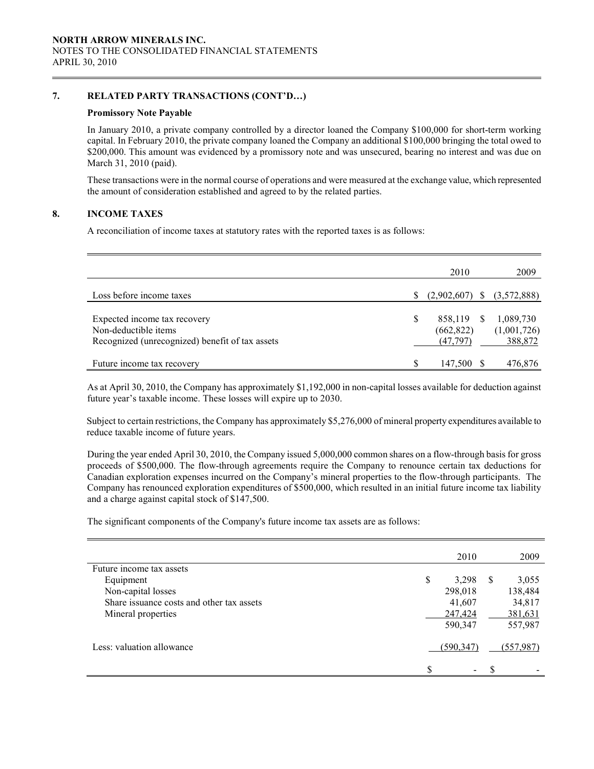## 7. RELATED PARTY TRANSACTIONS (CONT'D…)

**Promissory Note Payable**

In January 2010, a private company controlled by a director loaned the Company $100,000 for short-term working capital. In February 2010, the private company loaned the Company an additional $100,000 bringing the total owed to $200,000. This amount was evidenced by a promissory note and was unsecured, bearing no interest and was due on March 31, 2010 (paid).

These transactions were in the normal course of operations and were measured at the exchange value, which represented the amount of consideration established and agreed to by the related parties.

## 8. INCOME TAXES

A reconciliation of income taxes at statutory rates with the reported taxes is as follows:

| | 2010 | 2009 |
|---|---|---|
| Loss before income taxes | $ (2,902,607) | $ (3,572,888) |
| Expected income tax recovery | $ 858,119 | $ 1,089,730 |
| Non-deductible items | (662,822) | (1,001,726) |
| Recognized (unrecognized) benefit of tax assets | (47,797) | 388,872 |
| Future income tax recovery | $ 147,500 | $ 476,876 |

As at April 30, 2010, the Company has approximately $1,192,000 in non-capital losses available for deduction against future year's taxable income. These losses will expire up to 2030.

Subject to certain restrictions, the Company has approximately $5,276,000 of mineral property expenditures available to reduce taxable income of future years.

During the year ended April 30, 2010, the Company issued 5,000,000 common shares on a flow-through basis for gross proceeds of $500,000. The flow-through agreements require the Company to renounce certain tax deductions for Canadian exploration expenses incurred on the Company's mineral properties to the flow-through participants. The Company has renounced exploration expenditures of $500,000, which resulted in an initial future income tax liability and a charge against capital stock of $147,500.

The significant components of the Company's future income tax assets are as follows:

| | 2010 | 2009 |
|---|---|---|
| Future income tax assets | | |
| Equipment | $ 3,298 | $ 3,055 |
| Non-capital losses | 298,018 | 138,484 |
| Share issuance costs and other tax assets | 41,607 | 34,817 |
| Mineral properties | 247,424 | 381,631 |
| | 590,347 | 557,987 |
| Less: valuation allowance | (590,347) | (557,987) |
| | $ - | $ - |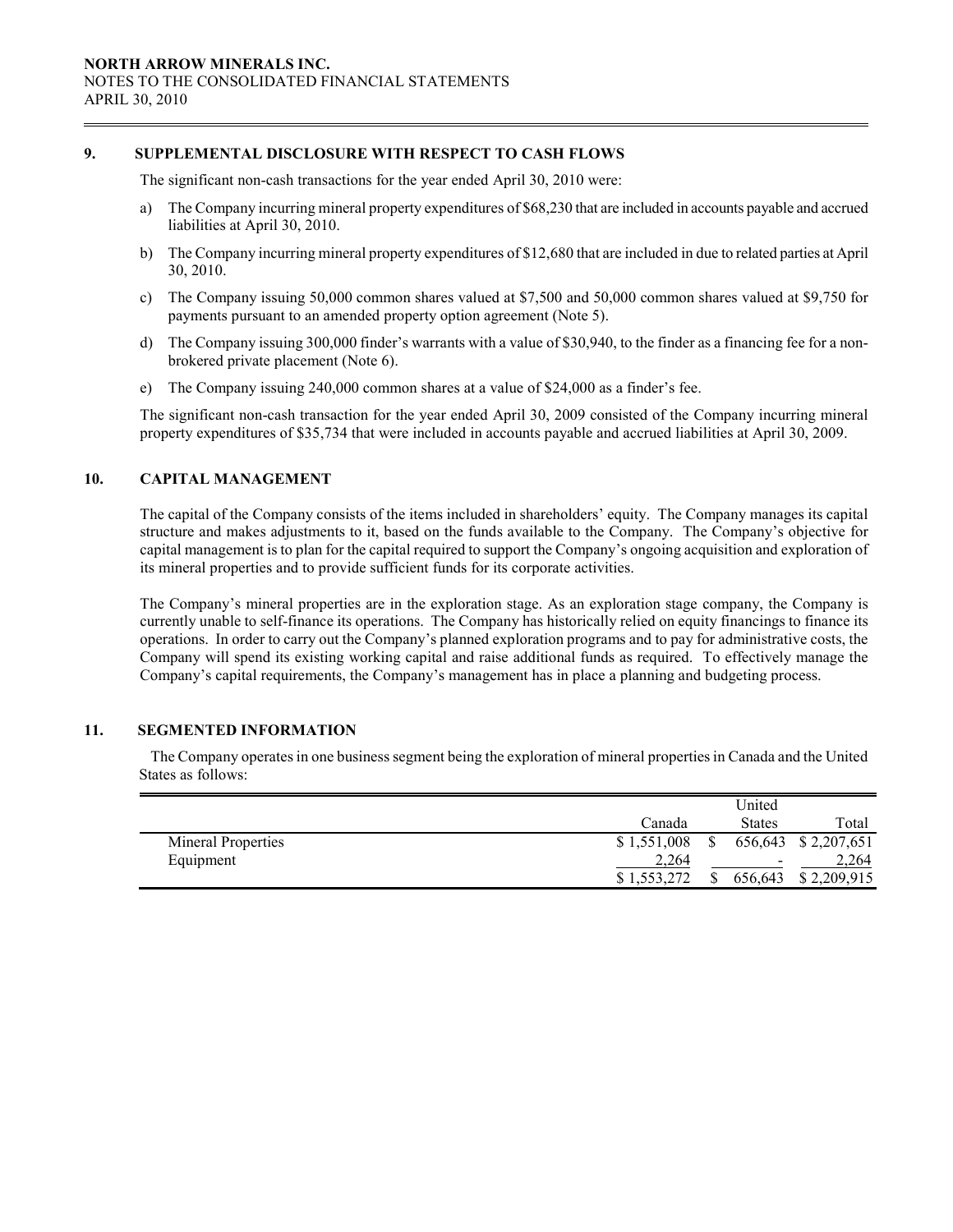## 9. SUPPLEMENTAL DISCLOSURE WITH RESPECT TO CASH FLOWS

The significant non-cash transactions for the year ended April 30, 2010 were:

a) The Company incurring mineral property expenditures of $68,230 that are included in accounts payable and accrued liabilities at April 30, 2010.

b) The Company incurring mineral property expenditures of $12,680 that are included in due to related parties at April 30, 2010.

c) The Company issuing 50,000 common shares valued at $7,500 and 50,000 common shares valued at $9,750 for payments pursuant to an amended property option agreement (Note 5).

d) The Company issuing 300,000 finder's warrants with a value of $30,940, to the finder as a financing fee for a non-brokered private placement (Note 6).

e) The Company issuing 240,000 common shares at a value of $24,000 as a finder's fee.

The significant non-cash transaction for the year ended April 30, 2009 consisted of the Company incurring mineral property expenditures of $35,734 that were included in accounts payable and accrued liabilities at April 30, 2009.

## 10. CAPITAL MANAGEMENT

The capital of the Company consists of the items included in shareholders' equity. The Company manages its capital structure and makes adjustments to it, based on the funds available to the Company. The Company's objective for capital management is to plan for the capital required to support the Company's ongoing acquisition and exploration of its mineral properties and to provide sufficient funds for its corporate activities.

The Company's mineral properties are in the exploration stage. As an exploration stage company, the Company is currently unable to self-finance its operations. The Company has historically relied on equity financings to finance its operations. In order to carry out the Company's planned exploration programs and to pay for administrative costs, the Company will spend its existing working capital and raise additional funds as required. To effectively manage the Company's capital requirements, the Company's management has in place a planning and budgeting process.

## 11. SEGMENTED INFORMATION

The Company operates in one business segment being the exploration of mineral properties in Canada and the United States as follows:

| | Canada | United States | Total |
|---|---|---|---|
| Mineral Properties | $ 1,551,008 | $ 656,643 | $ 2,207,651 |
| Equipment | 2,264 | - | 2,264 |
| | $ 1,553,272 | $ 656,643 | $ 2,209,915 |